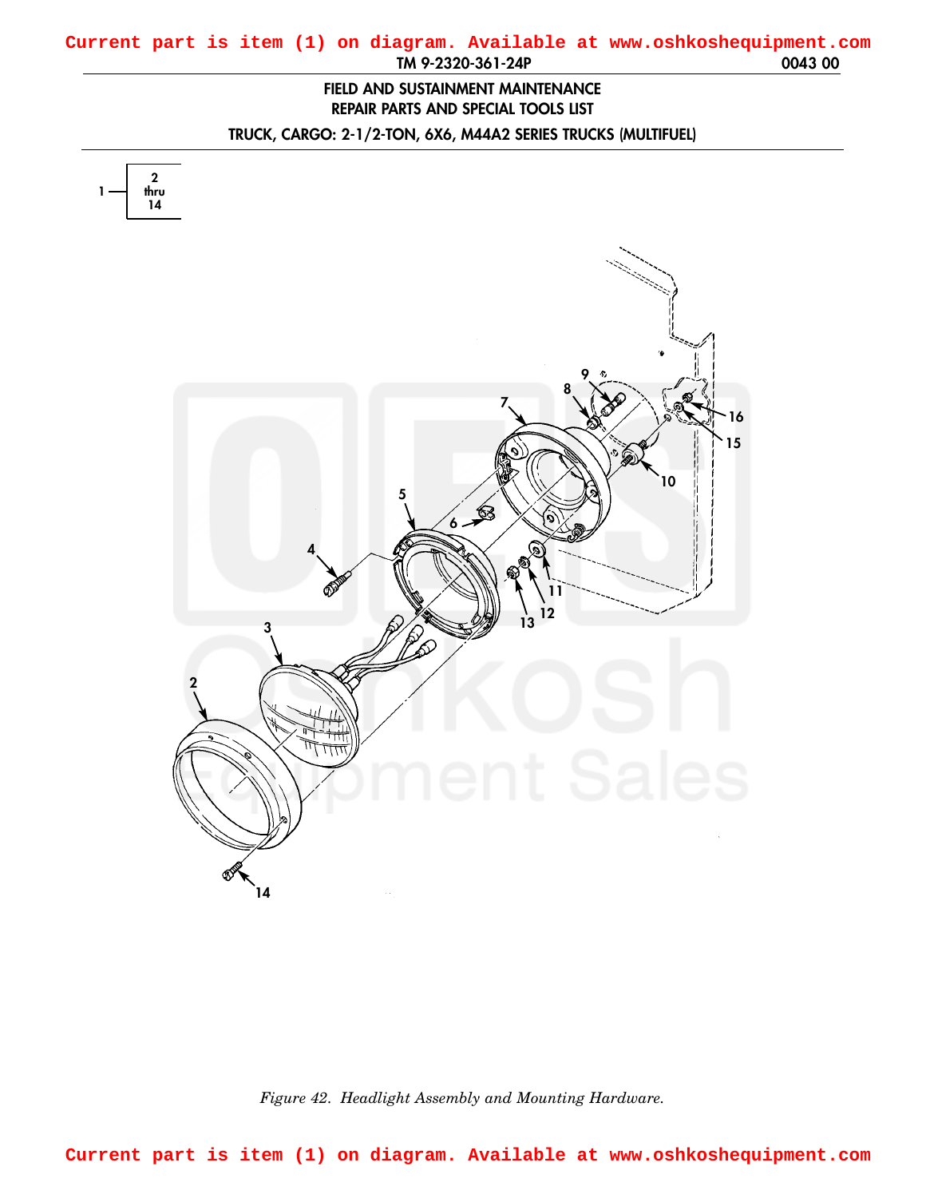Current part is item (1) on diagram. Available at www.oshkoshequipment.com

# FIELD AND SUSTAINMENT MAINTENANCE
# REPAIR PARTS AND SPECIAL TOOLS LIST
## TRUCK, CARGO: 2-1/2-TON, 6X6, M44A2 SERIES TRUCKS (MULTIFUEL)

1 — 2 thru 14

*Figure 42. Headlight Assembly and Mounting Hardware.*

Current part is item (1) on diagram. Available at www.oshkoshequipment.com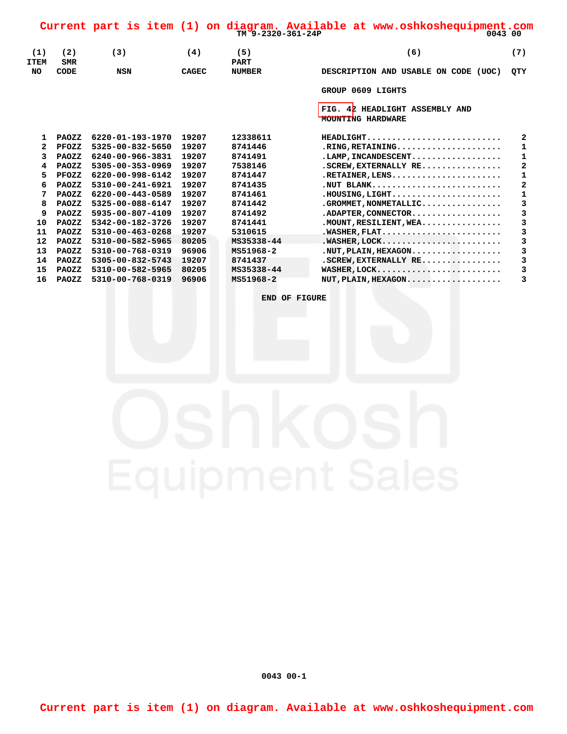Current part is item (1) on diagram. Available at www.oshkoshequipment.com

| (1) ITEM NO | (2) SMR CODE | (3) NSN | (4) CAGEC | (5) PART NUMBER | (6) DESCRIPTION AND USABLE ON CODE (UOC) | (7) QTY |
|---|---|---|---|---|---|---|
| | | | | | GROUP 0609 LIGHTS | |
| | | | | | FIG. 42 HEADLIGHT ASSEMBLY AND MOUNTING HARDWARE | |
| 1 | PAOZZ | 6220-01-193-1970 | 19207 | 12338611 | HEADLIGHT.......................... | 2 |
| 2 | PFOZZ | 5325-00-832-5650 | 19207 | 8741446 | .RING,RETAINING.................... | 1 |
| 3 | PAOZZ | 6240-00-966-3831 | 19207 | 8741491 | .LAMP,INCANDESCENT................. | 1 |
| 4 | PAOZZ | 5305-00-353-0969 | 19207 | 7538146 | .SCREW,EXTERNALLY RE............... | 2 |
| 5 | PFOZZ | 6220-00-998-6142 | 19207 | 8741447 | .RETAINER,LENS..................... | 1 |
| 6 | PAOZZ | 5310-00-241-6921 | 19207 | 8741435 | .NUT BLANK......................... | 2 |
| 7 | PAOZZ | 6220-00-443-0589 | 19207 | 8741461 | .HOUSING,LIGHT..................... | 1 |
| 8 | PAOZZ | 5325-00-088-6147 | 19207 | 8741442 | .GROMMET,NONMETALLIC............... | 3 |
| 9 | PAOZZ | 5935-00-807-4109 | 19207 | 8741492 | .ADAPTER,CONNECTOR................. | 3 |
| 10 | PAOZZ | 5342-00-182-3726 | 19207 | 8741441 | .MOUNT,RESILIENT,WEA............... | 3 |
| 11 | PAOZZ | 5310-00-463-0268 | 19207 | 5310615 | .WASHER,FLAT....................... | 3 |
| 12 | PAOZZ | 5310-00-582-5965 | 80205 | MS35338-44 | .WASHER,LOCK....................... | 3 |
| 13 | PAOZZ | 5310-00-768-0319 | 96906 | MS51968-2 | .NUT,PLAIN,HEXAGON................. | 3 |
| 14 | PAOZZ | 5305-00-832-5743 | 19207 | 8741437 | .SCREW,EXTERNALLY RE............... | 3 |
| 15 | PAOZZ | 5310-00-582-5965 | 80205 | MS35338-44 | WASHER,LOCK........................ | 3 |
| 16 | PAOZZ | 5310-00-768-0319 | 96906 | MS51968-2 | NUT,PLAIN,HEXAGON.................. | 3 |

END OF FIGURE

Current part is item (1) on diagram. Available at www.oshkoshequipment.com